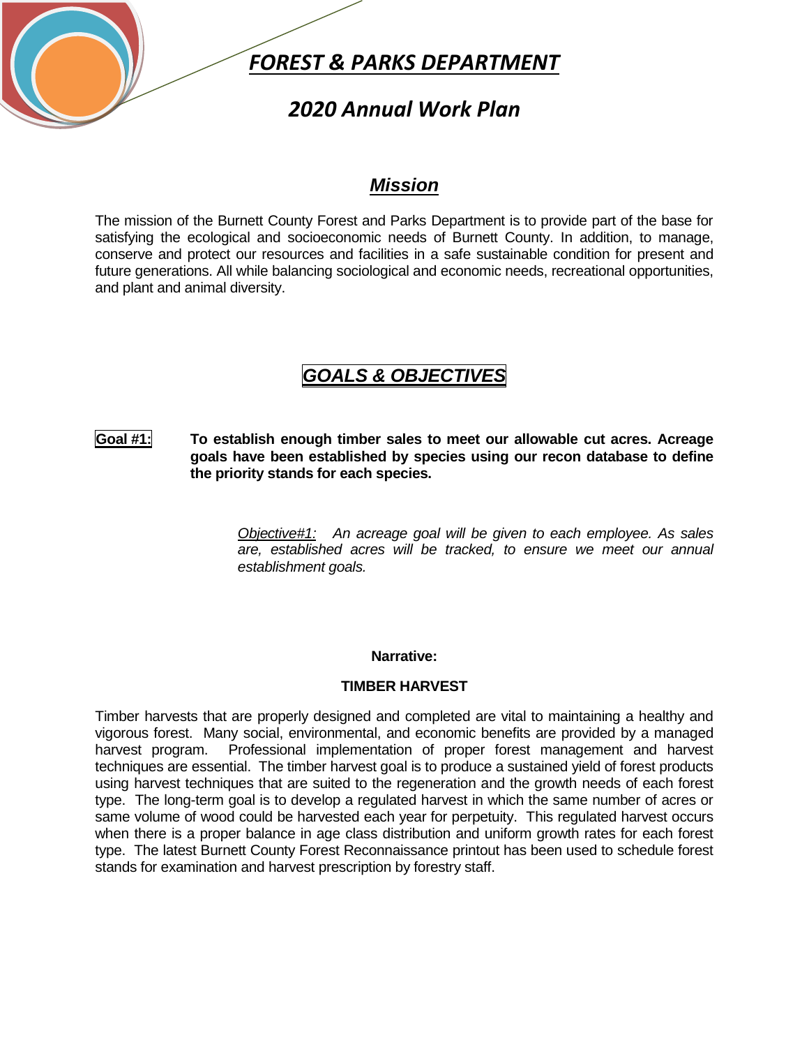# *FOREST & PARKS DEPARTMENT*

## *2020 Annual Work Plan*

### *Mission*

The mission of the Burnett County Forest and Parks Department is to provide part of the base for satisfying the ecological and socioeconomic needs of Burnett County. In addition, to manage, conserve and protect our resources and facilities in a safe sustainable condition for present and future generations. All while balancing sociological and economic needs, recreational opportunities, and plant and animal diversity.

## *GOALS & OBJECTIVES*

**Goal #1:** **To establish enough timber sales to meet our allowable cut acres. Acreage goals have been established by species using our recon database to define the priority stands for each species.**

> *Objective#1: An acreage goal will be given to each employee. As sales are, established acres will be tracked, to ensure we meet our annual establishment goals.*

**Narrative:**

**TIMBER HARVEST**

Timber harvests that are properly designed and completed are vital to maintaining a healthy and vigorous forest. Many social, environmental, and economic benefits are provided by a managed harvest program. Professional implementation of proper forest management and harvest techniques are essential. The timber harvest goal is to produce a sustained yield of forest products using harvest techniques that are suited to the regeneration and the growth needs of each forest type. The long-term goal is to develop a regulated harvest in which the same number of acres or same volume of wood could be harvested each year for perpetuity. This regulated harvest occurs when there is a proper balance in age class distribution and uniform growth rates for each forest type. The latest Burnett County Forest Reconnaissance printout has been used to schedule forest stands for examination and harvest prescription by forestry staff.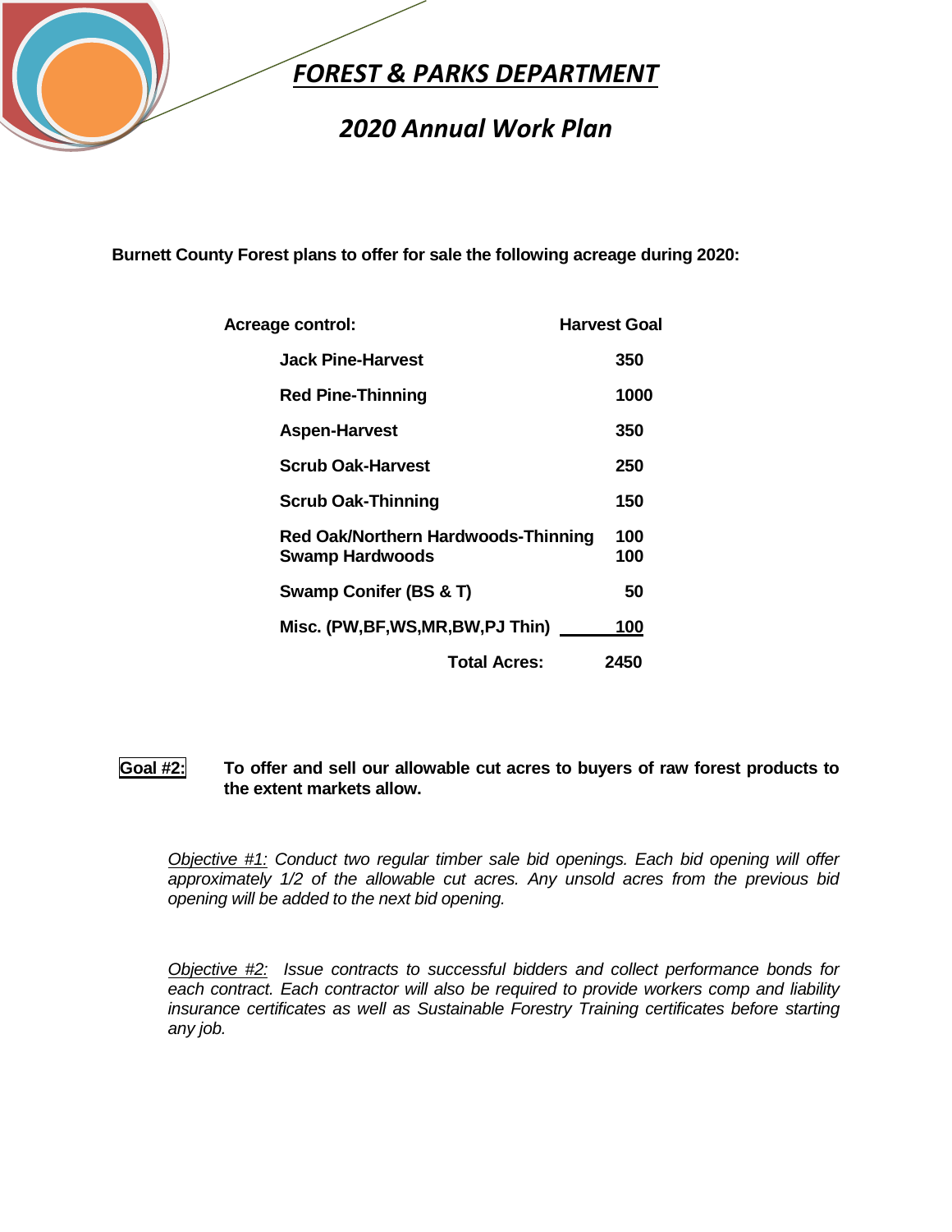# FOREST & PARKS DEPARTMENT

## 2020 Annual Work Plan

**Burnett County Forest plans to offer for sale the following acreage during 2020:**

| Acreage control: | Harvest Goal |
|---|---|
| Jack Pine-Harvest | 350 |
| Red Pine-Thinning | 1000 |
| Aspen-Harvest | 350 |
| Scrub Oak-Harvest | 250 |
| Scrub Oak-Thinning | 150 |
| Red Oak/Northern Hardwoods-Thinning | 100 |
| Swamp Hardwoods | 100 |
| Swamp Conifer (BS & T) | 50 |
| Misc. (PW,BF,WS,MR,BW,PJ Thin) | 100 |
| **Total Acres:** | **2450** |

**Goal #2:** **To offer and sell our allowable cut acres to buyers of raw forest products to the extent markets allow.**

*Objective #1: Conduct two regular timber sale bid openings. Each bid opening will offer approximately 1/2 of the allowable cut acres. Any unsold acres from the previous bid opening will be added to the next bid opening.*

*Objective #2: Issue contracts to successful bidders and collect performance bonds for each contract. Each contractor will also be required to provide workers comp and liability insurance certificates as well as Sustainable Forestry Training certificates before starting any job.*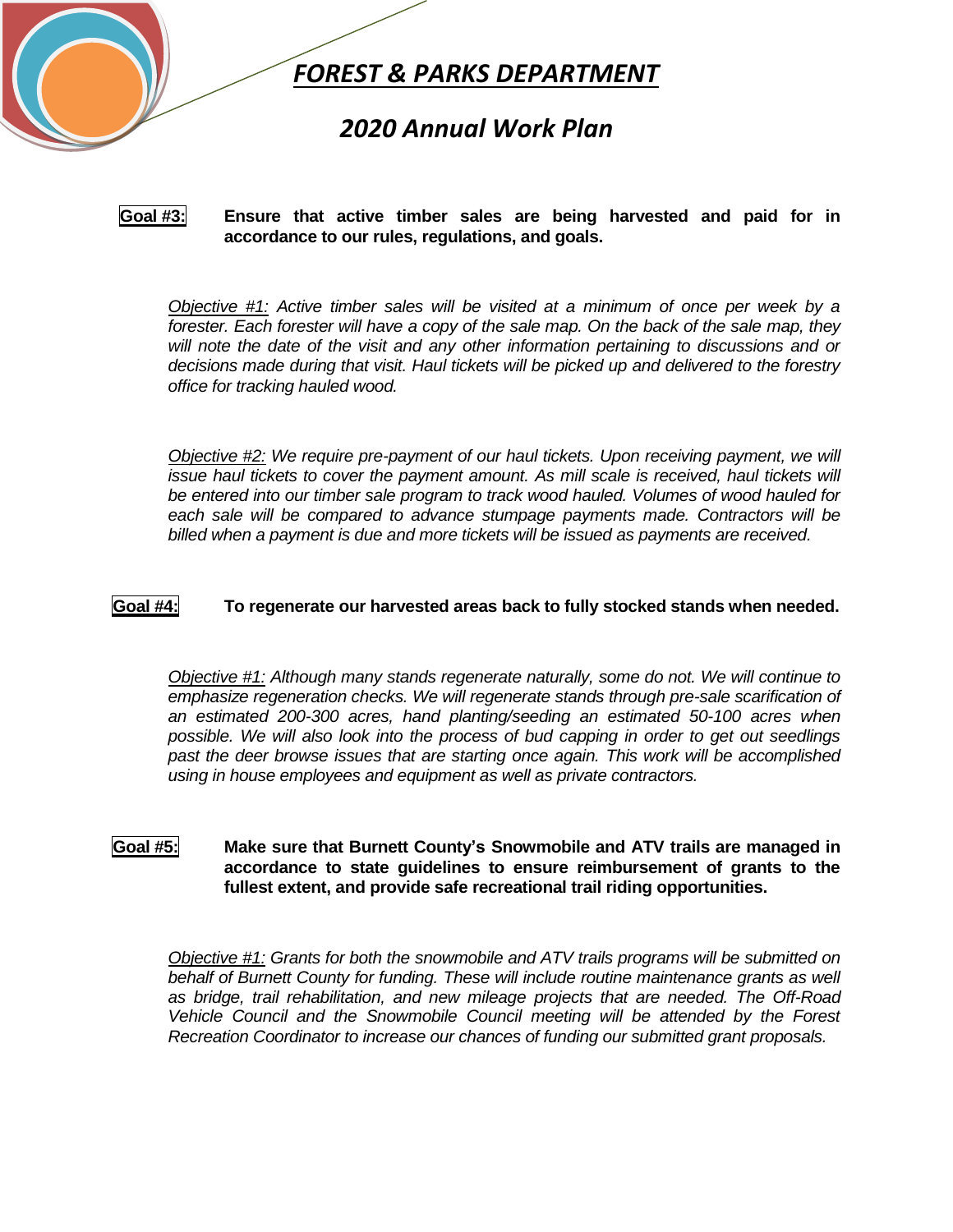# FOREST & PARKS DEPARTMENT

## 2020 Annual Work Plan

**Goal #3:** **Ensure that active timber sales are being harvested and paid for in accordance to our rules, regulations, and goals.**

*Objective #1: Active timber sales will be visited at a minimum of once per week by a forester. Each forester will have a copy of the sale map. On the back of the sale map, they will note the date of the visit and any other information pertaining to discussions and or decisions made during that visit. Haul tickets will be picked up and delivered to the forestry office for tracking hauled wood.*

*Objective #2: We require pre-payment of our haul tickets. Upon receiving payment, we will issue haul tickets to cover the payment amount. As mill scale is received, haul tickets will be entered into our timber sale program to track wood hauled. Volumes of wood hauled for each sale will be compared to advance stumpage payments made. Contractors will be billed when a payment is due and more tickets will be issued as payments are received.*

**Goal #4:** **To regenerate our harvested areas back to fully stocked stands when needed.**

*Objective #1: Although many stands regenerate naturally, some do not. We will continue to emphasize regeneration checks. We will regenerate stands through pre-sale scarification of an estimated 200-300 acres, hand planting/seeding an estimated 50-100 acres when possible. We will also look into the process of bud capping in order to get out seedlings past the deer browse issues that are starting once again. This work will be accomplished using in house employees and equipment as well as private contractors.*

**Goal #5:** **Make sure that Burnett County's Snowmobile and ATV trails are managed in accordance to state guidelines to ensure reimbursement of grants to the fullest extent, and provide safe recreational trail riding opportunities.**

*Objective #1: Grants for both the snowmobile and ATV trails programs will be submitted on behalf of Burnett County for funding. These will include routine maintenance grants as well as bridge, trail rehabilitation, and new mileage projects that are needed. The Off-Road Vehicle Council and the Snowmobile Council meeting will be attended by the Forest Recreation Coordinator to increase our chances of funding our submitted grant proposals.*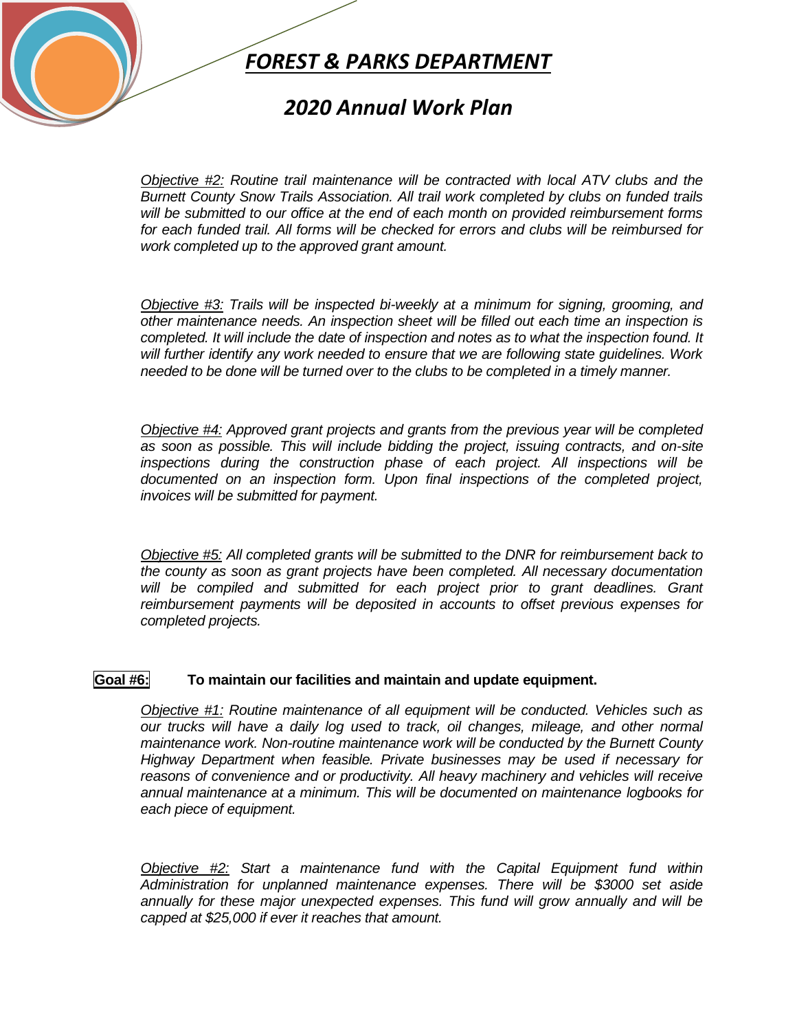*Objective #2:* *Routine trail maintenance will be contracted with local ATV clubs and the Burnett County Snow Trails Association. All trail work completed by clubs on funded trails will be submitted to our office at the end of each month on provided reimbursement forms for each funded trail. All forms will be checked for errors and clubs will be reimbursed for work completed up to the approved grant amount.*

*Objective #3:* *Trails will be inspected bi-weekly at a minimum for signing, grooming, and other maintenance needs. An inspection sheet will be filled out each time an inspection is completed. It will include the date of inspection and notes as to what the inspection found. It will further identify any work needed to ensure that we are following state guidelines. Work needed to be done will be turned over to the clubs to be completed in a timely manner.*

*Objective #4:* *Approved grant projects and grants from the previous year will be completed as soon as possible. This will include bidding the project, issuing contracts, and on-site inspections during the construction phase of each project. All inspections will be documented on an inspection form. Upon final inspections of the completed project, invoices will be submitted for payment.*

*Objective #5:* *All completed grants will be submitted to the DNR for reimbursement back to the county as soon as grant projects have been completed. All necessary documentation will be compiled and submitted for each project prior to grant deadlines. Grant reimbursement payments will be deposited in accounts to offset previous expenses for completed projects.*

**Goal #6:** **To maintain our facilities and maintain and update equipment.**

*Objective #1:* *Routine maintenance of all equipment will be conducted. Vehicles such as our trucks will have a daily log used to track, oil changes, mileage, and other normal maintenance work. Non-routine maintenance work will be conducted by the Burnett County Highway Department when feasible. Private businesses may be used if necessary for reasons of convenience and or productivity. All heavy machinery and vehicles will receive annual maintenance at a minimum. This will be documented on maintenance logbooks for each piece of equipment.*

*Objective #2:* *Start a maintenance fund with the Capital Equipment fund within Administration for unplanned maintenance expenses. There will be $3000 set aside annually for these major unexpected expenses. This fund will grow annually and will be capped at $25,000 if ever it reaches that amount.*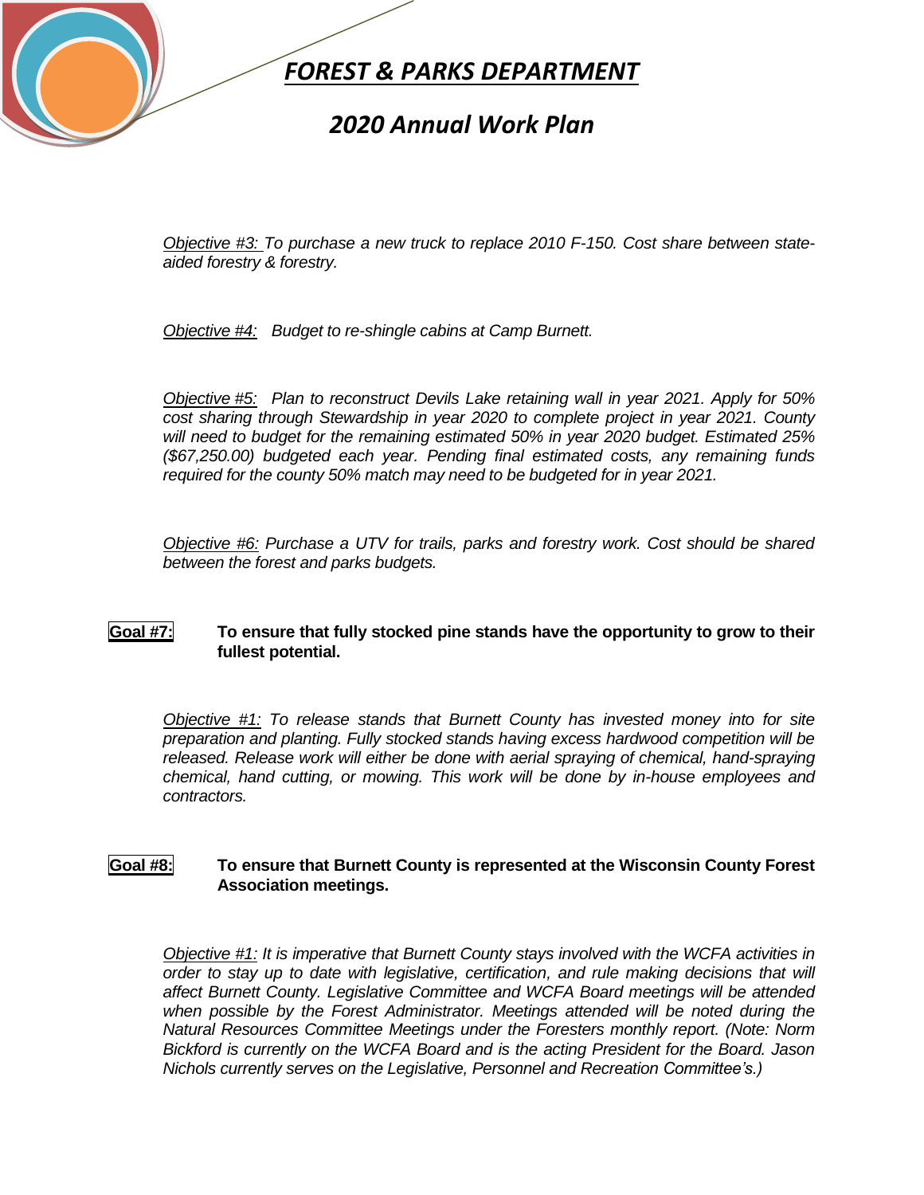*Objective #3:* *To purchase a new truck to replace 2010 F-150. Cost share between state-aided forestry & forestry.*

*Objective #4:* *Budget to re-shingle cabins at Camp Burnett.*

*Objective #5:* *Plan to reconstruct Devils Lake retaining wall in year 2021. Apply for 50% cost sharing through Stewardship in year 2020 to complete project in year 2021. County will need to budget for the remaining estimated 50% in year 2020 budget. Estimated 25% ($67,250.00) budgeted each year. Pending final estimated costs, any remaining funds required for the county 50% match may need to be budgeted for in year 2021.*

*Objective #6:* *Purchase a UTV for trails, parks and forestry work. Cost should be shared between the forest and parks budgets.*

**Goal #7:** **To ensure that fully stocked pine stands have the opportunity to grow to their fullest potential.**

*Objective #1:* *To release stands that Burnett County has invested money into for site preparation and planting. Fully stocked stands having excess hardwood competition will be released. Release work will either be done with aerial spraying of chemical, hand-spraying chemical, hand cutting, or mowing. This work will be done by in-house employees and contractors.*

**Goal #8:** **To ensure that Burnett County is represented at the Wisconsin County Forest Association meetings.**

*Objective #1:* *It is imperative that Burnett County stays involved with the WCFA activities in order to stay up to date with legislative, certification, and rule making decisions that will affect Burnett County. Legislative Committee and WCFA Board meetings will be attended when possible by the Forest Administrator. Meetings attended will be noted during the Natural Resources Committee Meetings under the Foresters monthly report. (Note: Norm Bickford is currently on the WCFA Board and is the acting President for the Board. Jason Nichols currently serves on the Legislative, Personnel and Recreation Committee's.)*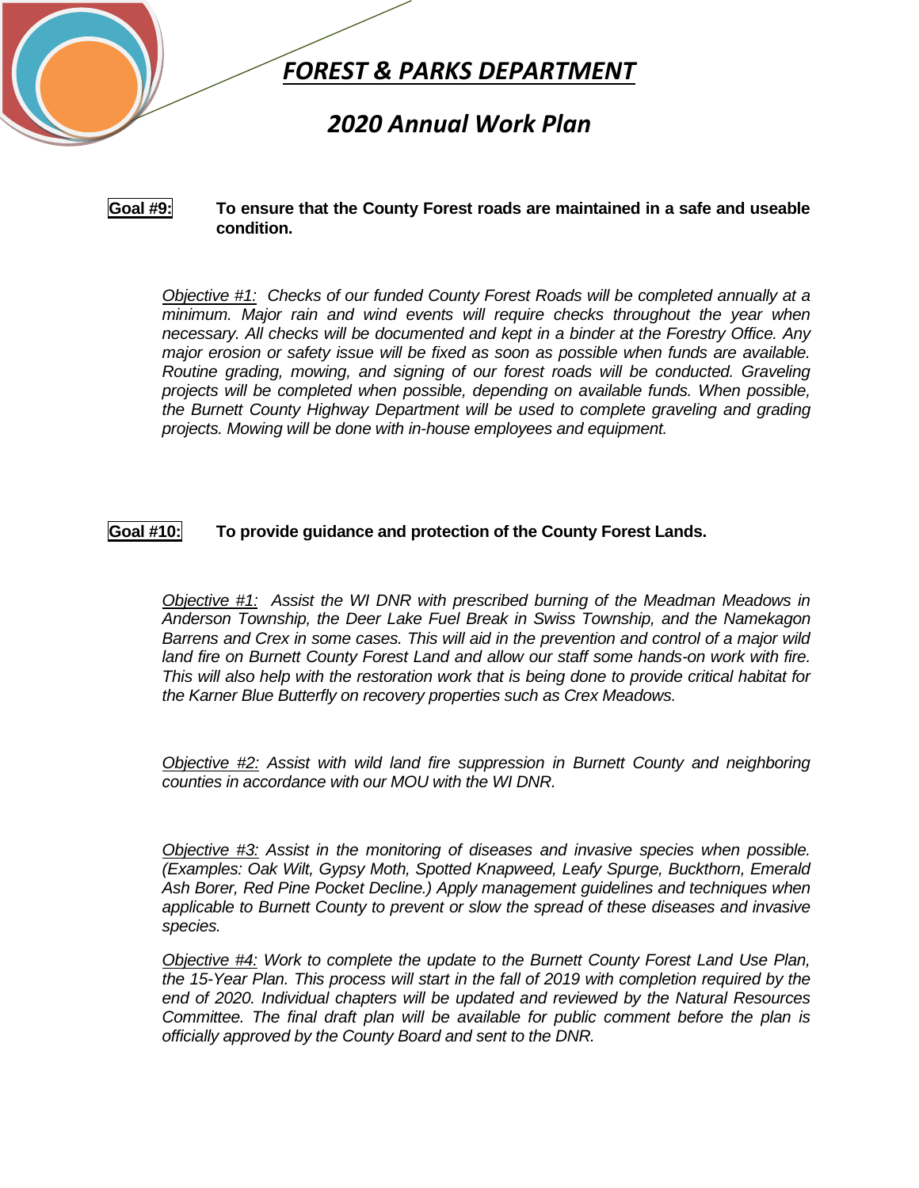**Goal #9:** **To ensure that the County Forest roads are maintained in a safe and useable condition.**

*Objective #1: Checks of our funded County Forest Roads will be completed annually at a minimum. Major rain and wind events will require checks throughout the year when necessary. All checks will be documented and kept in a binder at the Forestry Office. Any major erosion or safety issue will be fixed as soon as possible when funds are available. Routine grading, mowing, and signing of our forest roads will be conducted. Graveling projects will be completed when possible, depending on available funds. When possible, the Burnett County Highway Department will be used to complete graveling and grading projects. Mowing will be done with in-house employees and equipment.*

**Goal #10:** **To provide guidance and protection of the County Forest Lands.**

*Objective #1: Assist the WI DNR with prescribed burning of the Meadman Meadows in Anderson Township, the Deer Lake Fuel Break in Swiss Township, and the Namekagon Barrens and Crex in some cases. This will aid in the prevention and control of a major wild land fire on Burnett County Forest Land and allow our staff some hands-on work with fire. This will also help with the restoration work that is being done to provide critical habitat for the Karner Blue Butterfly on recovery properties such as Crex Meadows.*

*Objective #2: Assist with wild land fire suppression in Burnett County and neighboring counties in accordance with our MOU with the WI DNR.*

*Objective #3: Assist in the monitoring of diseases and invasive species when possible. (Examples: Oak Wilt, Gypsy Moth, Spotted Knapweed, Leafy Spurge, Buckthorn, Emerald Ash Borer, Red Pine Pocket Decline.) Apply management guidelines and techniques when applicable to Burnett County to prevent or slow the spread of these diseases and invasive species.*

*Objective #4: Work to complete the update to the Burnett County Forest Land Use Plan, the 15-Year Plan. This process will start in the fall of 2019 with completion required by the end of 2020. Individual chapters will be updated and reviewed by the Natural Resources Committee. The final draft plan will be available for public comment before the plan is officially approved by the County Board and sent to the DNR.*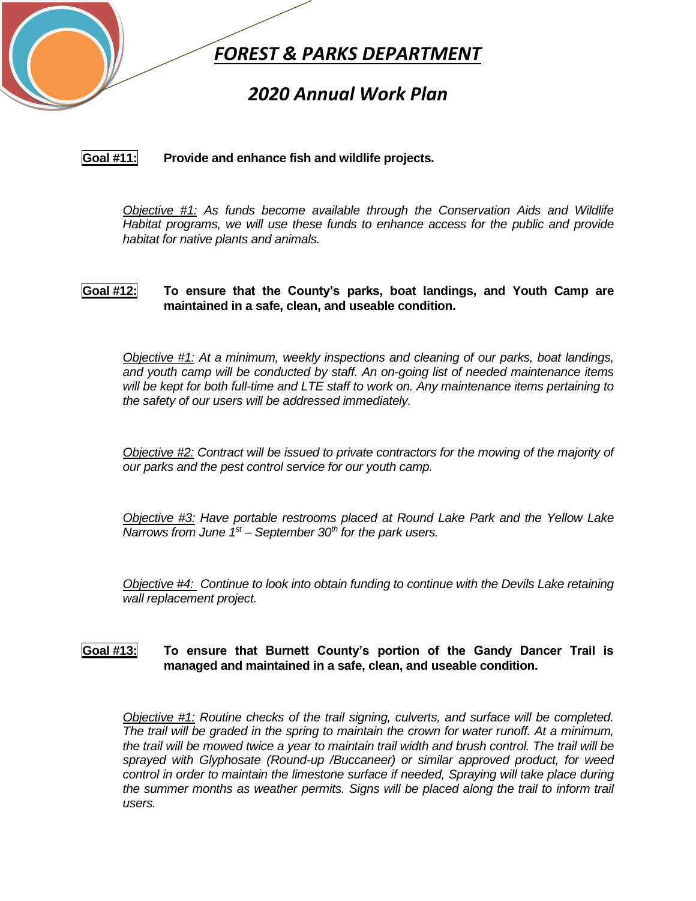**Goal #11:** **Provide and enhance fish and wildlife projects.**

*Objective #1: As funds become available through the Conservation Aids and Wildlife Habitat programs, we will use these funds to enhance access for the public and provide habitat for native plants and animals.*

**Goal #12:** **To ensure that the County's parks, boat landings, and Youth Camp are maintained in a safe, clean, and useable condition.**

*Objective #1: At a minimum, weekly inspections and cleaning of our parks, boat landings, and youth camp will be conducted by staff. An on-going list of needed maintenance items will be kept for both full-time and LTE staff to work on. Any maintenance items pertaining to the safety of our users will be addressed immediately.*

*Objective #2: Contract will be issued to private contractors for the mowing of the majority of our parks and the pest control service for our youth camp.*

*Objective #3: Have portable restrooms placed at Round Lake Park and the Yellow Lake Narrows from June 1st – September 30th for the park users.*

*Objective #4: Continue to look into obtain funding to continue with the Devils Lake retaining wall replacement project.*

**Goal #13:** **To ensure that Burnett County's portion of the Gandy Dancer Trail is managed and maintained in a safe, clean, and useable condition.**

*Objective #1: Routine checks of the trail signing, culverts, and surface will be completed. The trail will be graded in the spring to maintain the crown for water runoff. At a minimum, the trail will be mowed twice a year to maintain trail width and brush control. The trail will be sprayed with Glyphosate (Round-up /Buccaneer) or similar approved product, for weed control in order to maintain the limestone surface if needed, Spraying will take place during the summer months as weather permits. Signs will be placed along the trail to inform trail users.*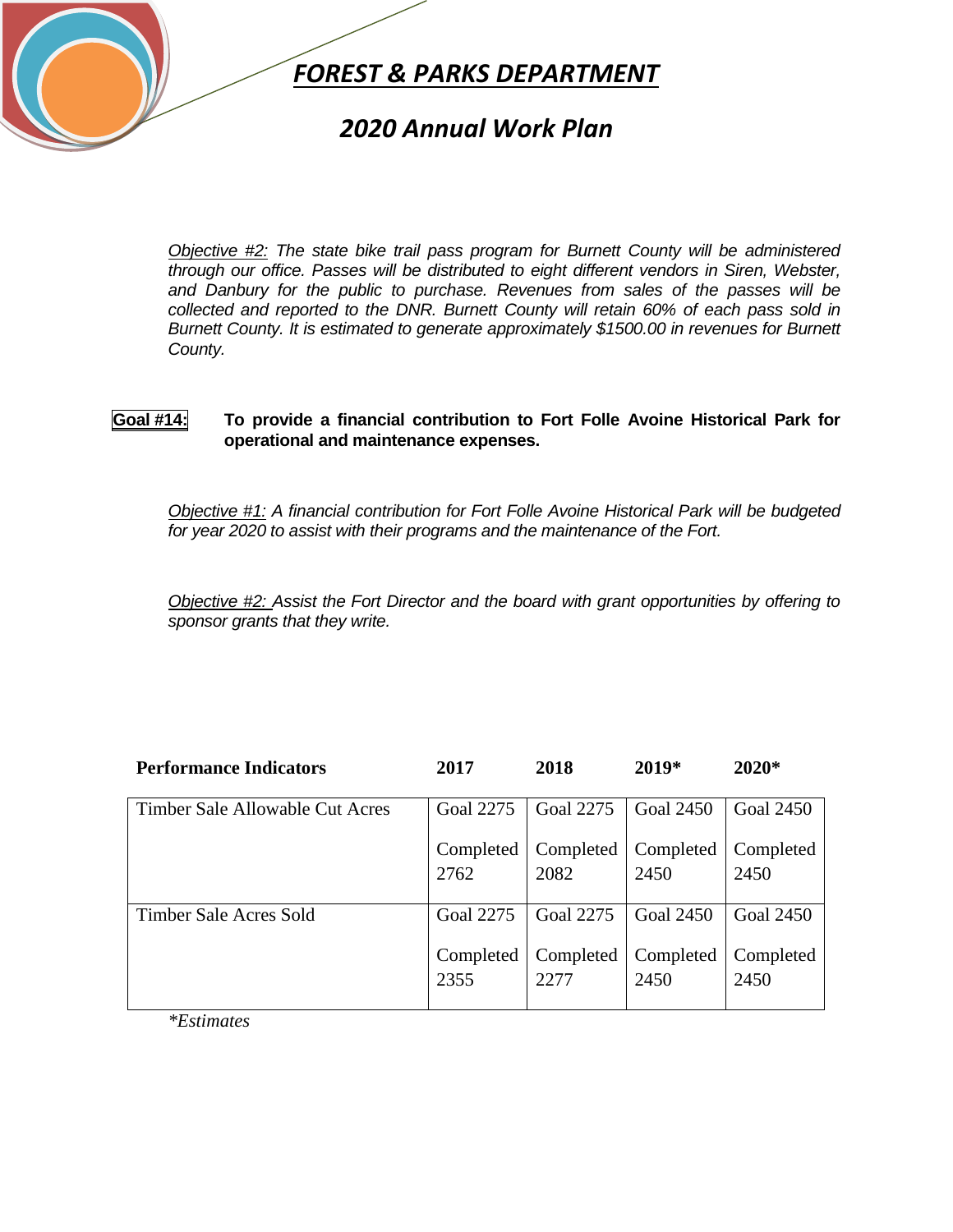*Objective #2: The state bike trail pass program for Burnett County will be administered through our office. Passes will be distributed to eight different vendors in Siren, Webster, and Danbury for the public to purchase. Revenues from sales of the passes will be collected and reported to the DNR. Burnett County will retain 60% of each pass sold in Burnett County. It is estimated to generate approximately $1500.00 in revenues for Burnett County.*

**Goal #14:** **To provide a financial contribution to Fort Folle Avoine Historical Park for operational and maintenance expenses.**

*Objective #1: A financial contribution for Fort Folle Avoine Historical Park will be budgeted for year 2020 to assist with their programs and the maintenance of the Fort.*

*Objective #2: Assist the Fort Director and the board with grant opportunities by offering to sponsor grants that they write.*

| Performance Indicators | 2017 | 2018 | 2019* | 2020* |
|---|---|---|---|---|
| Timber Sale Allowable Cut Acres | Goal 2275<br>Completed 2762 | Goal 2275<br>Completed 2082 | Goal 2450<br>Completed 2450 | Goal 2450<br>Completed 2450 |
| Timber Sale Acres Sold | Goal 2275<br>Completed 2355 | Goal 2275<br>Completed 2277 | Goal 2450<br>Completed 2450 | Goal 2450<br>Completed 2450 |

*\*Estimates*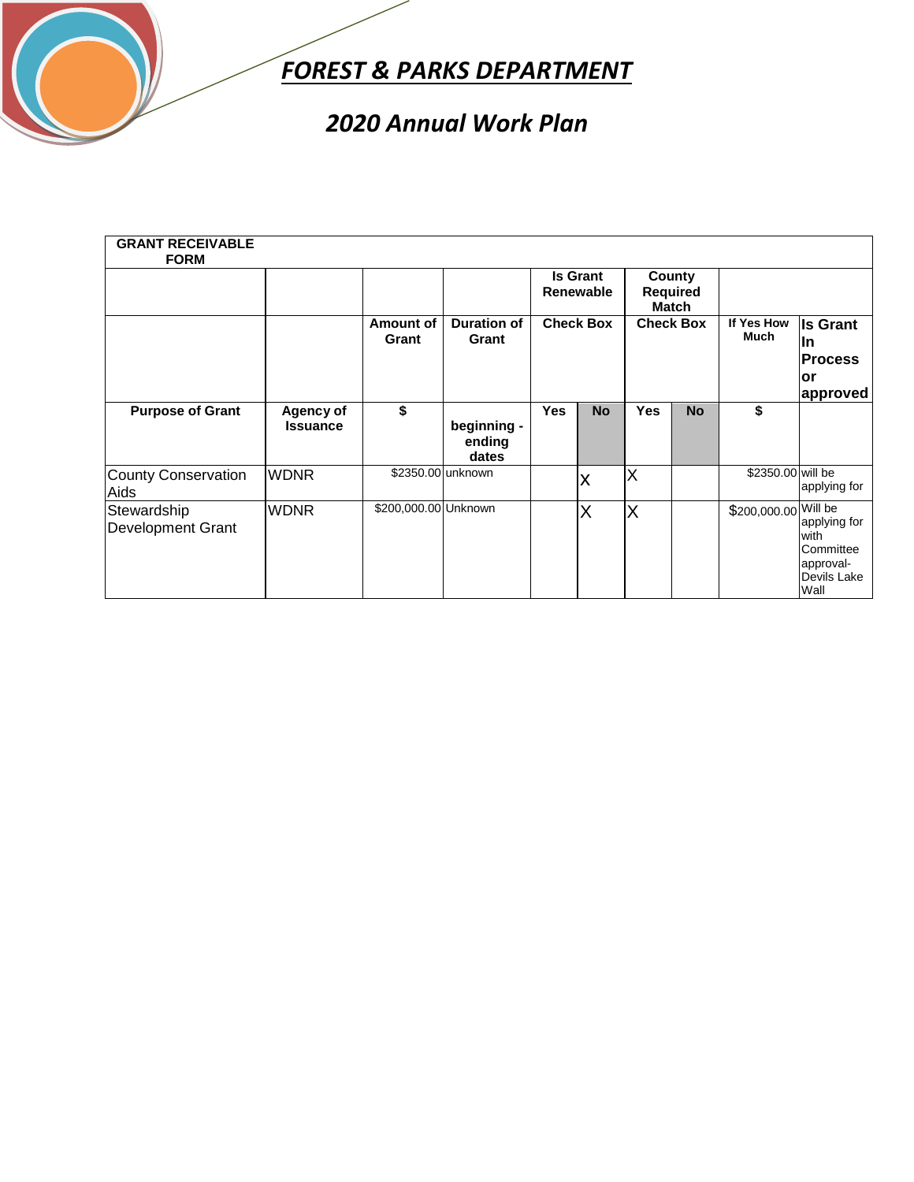# FOREST & PARKS DEPARTMENT

## 2020 Annual Work Plan

| GRANT RECEIVABLE FORM | | | | | | | | | |
|---|---|---|---|---|---|---|---|---|---|
| | | | | Is Grant Renewable | | County Required Match | | | |
| | | Amount of Grant | Duration of Grant | Check Box | | Check Box | | If Yes How Much | Is Grant In Process or approved |
| Purpose of Grant | Agency of Issuance | $ | beginning - ending dates | Yes | No | Yes | No | $ | |
| County Conservation Aids | WDNR | $2350.00 | unknown | | X | X | | $2350.00 | will be applying for |
| Stewardship Development Grant | WDNR | $200,000.00 | Unknown | | X | X | | $200,000.00 | Will be applying for with Committee approval- Devils Lake Wall |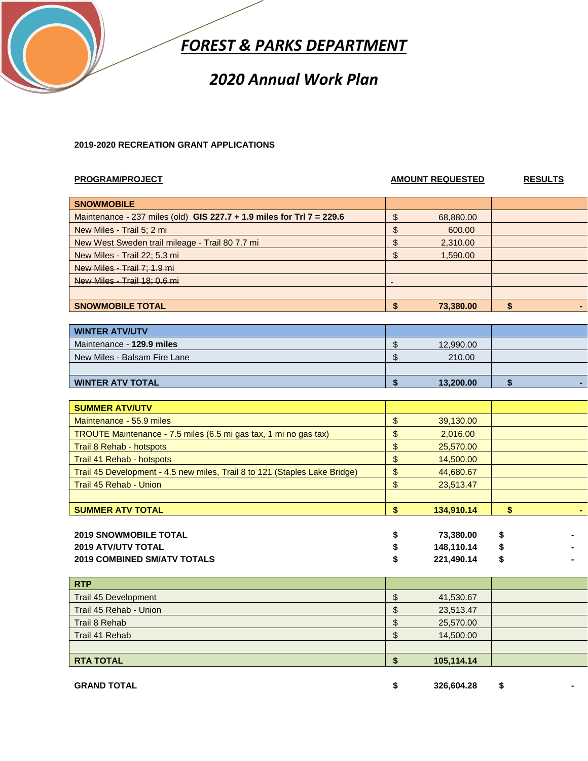# FOREST & PARKS DEPARTMENT

## 2020 Annual Work Plan

**2019-2020 RECREATION GRANT APPLICATIONS**

| PROGRAM/PROJECT | AMOUNT REQUESTED | RESULTS |
|---|---|---|
| **SNOWMOBILE** | | |
| Maintenance - 237 miles (old) **GIS 227.7 + 1.9 miles for Trl 7 = 229.6** | $ 68,880.00 | |
| New Miles - Trail 5; 2 mi | $ 600.00 | |
| New West Sweden trail mileage - Trail 80 7.7 mi | $ 2,310.00 | |
| New Miles - Trail 22; 5.3 mi | $ 1,590.00 | |
| ~~New Miles - Trail 7; 1.9 mi~~ | | |
| ~~New Miles - Trail 18; 0.6 mi~~ | - | |
| | | |
| **SNOWMOBILE TOTAL** | **$ 73,380.00** | **$ -** |
| **WINTER ATV/UTV** | | |
| Maintenance - **129.9 miles** | $ 12,990.00 | |
| New Miles - Balsam Fire Lane | $ 210.00 | |
| | | |
| **WINTER ATV TOTAL** | **$ 13,200.00** | **$ -** |
| **SUMMER ATV/UTV** | | |
| Maintenance - 55.9 miles | $ 39,130.00 | |
| TROUTE Maintenance - 7.5 miles (6.5 mi gas tax, 1 mi no gas tax) | $ 2,016.00 | |
| Trail 8 Rehab - hotspots | $ 25,570.00 | |
| Trail 41 Rehab - hotspots | $ 14,500.00 | |
| Trail 45 Development - 4.5 new miles, Trail 8 to 121 (Staples Lake Bridge) | $ 44,680.67 | |
| Trail 45 Rehab - Union | $ 23,513.47 | |
| | | |
| **SUMMER ATV TOTAL** | **$ 134,910.14** | **$ -** |
| | | |
| **2019 SNOWMOBILE TOTAL** | **$ 73,380.00** | **$ -** |
| **2019 ATV/UTV TOTAL** | **$ 148,110.14** | **$ -** |
| **2019 COMBINED SM/ATV TOTALS** | **$ 221,490.14** | **$ -** |
| | | |
| **RTP** | | |
| Trail 45 Development | $ 41,530.67 | |
| Trail 45 Rehab - Union | $ 23,513.47 | |
| Trail 8 Rehab | $ 25,570.00 | |
| Trail 41 Rehab | $ 14,500.00 | |
| | | |
| **RTA TOTAL** | **$ 105,114.14** | |
| | | |
| **GRAND TOTAL** | **$ 326,604.28** | **$ -** |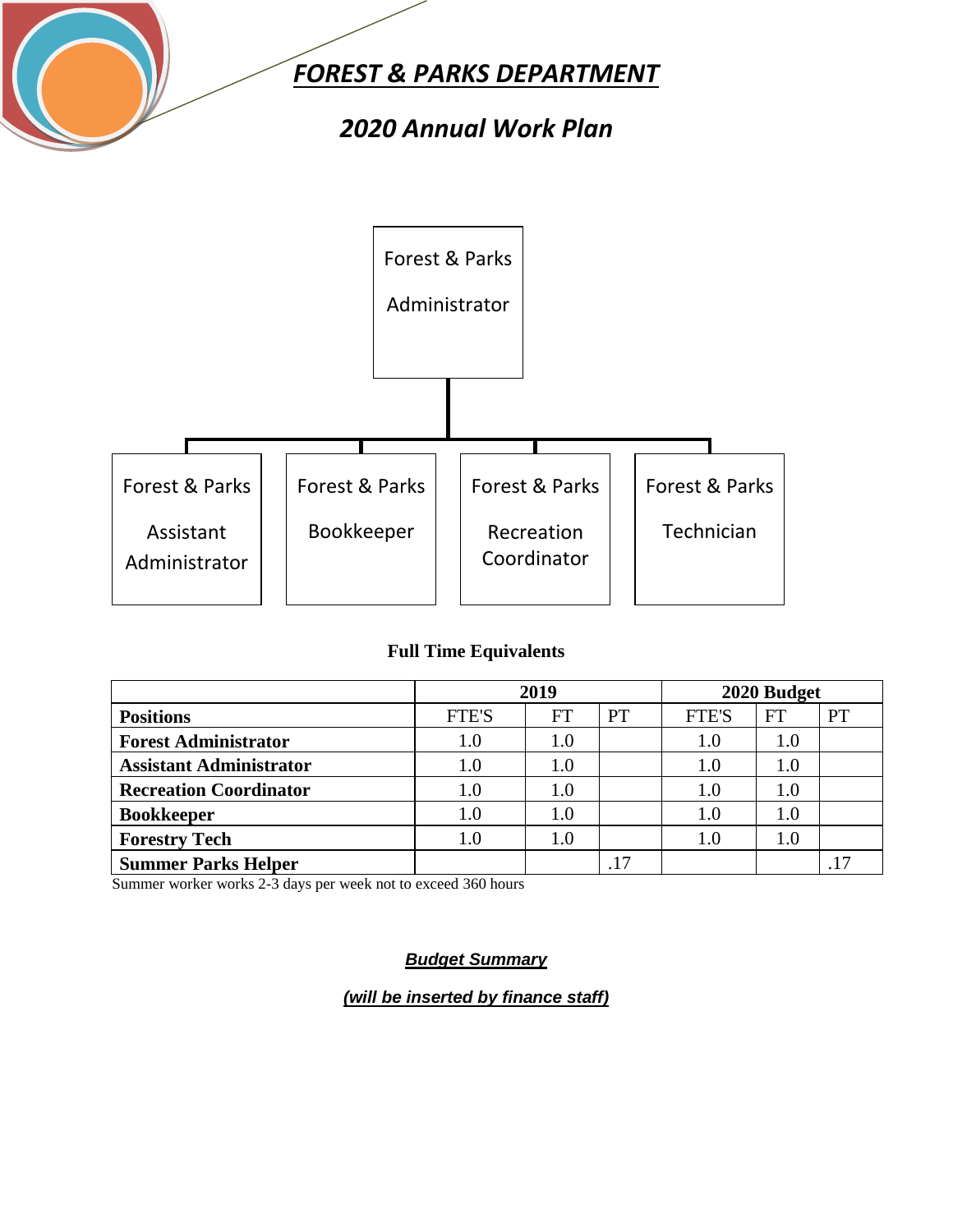# FOREST & PARKS DEPARTMENT

## 2020 Annual Work Plan

Forest & Parks Administrator

Forest & Parks Assistant Administrator

Forest & Parks Bookkeeper

Forest & Parks Recreation Coordinator

Forest & Parks Technician

**Full Time Equivalents**

| | 2019 | | | 2020 Budget | | |
|---|---|---|---|---|---|---|
| **Positions** | FTE'S | FT | PT | FTE'S | FT | PT |
| **Forest Administrator** | 1.0 | 1.0 | | 1.0 | 1.0 | |
| **Assistant Administrator** | 1.0 | 1.0 | | 1.0 | 1.0 | |
| **Recreation Coordinator** | 1.0 | 1.0 | | 1.0 | 1.0 | |
| **Bookkeeper** | 1.0 | 1.0 | | 1.0 | 1.0 | |
| **Forestry Tech** | 1.0 | 1.0 | | 1.0 | 1.0 | |
| **Summer Parks Helper** | | | .17 | | | .17 |

Summer worker works 2-3 days per week not to exceed 360 hours

***Budget Summary***

***(will be inserted by finance staff)***